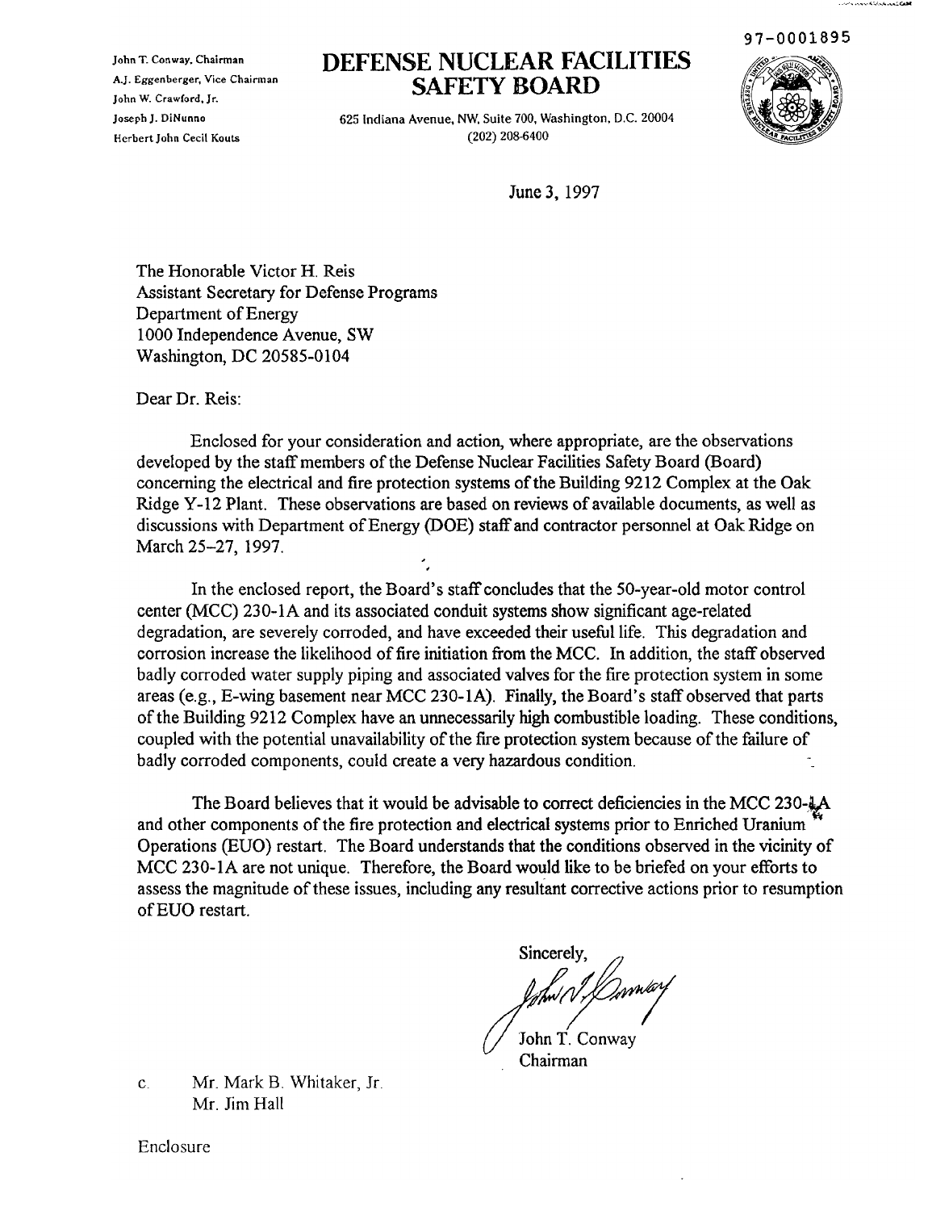97-0001895

John T. Conway, Chairman
A.J. Eggenberger, Vice Chairman
John W. Crawford, Jr.
Joseph J. DiNunno
Herbert John Cecil Kouts

# DEFENSE NUCLEAR FACILITIES SAFETY BOARD

625 Indiana Avenue, NW, Suite 700, Washington, D.C. 20004
(202) 208-6400

June 3, 1997

The Honorable Victor H. Reis
Assistant Secretary for Defense Programs
Department of Energy
1000 Independence Avenue, SW
Washington, DC 20585-0104

Dear Dr. Reis:

Enclosed for your consideration and action, where appropriate, are the observations developed by the staff members of the Defense Nuclear Facilities Safety Board (Board) concerning the electrical and fire protection systems of the Building 9212 Complex at the Oak Ridge Y-12 Plant. These observations are based on reviews of available documents, as well as discussions with Department of Energy (DOE) staff and contractor personnel at Oak Ridge on March 25–27, 1997.

In the enclosed report, the Board's staff concludes that the 50-year-old motor control center (MCC) 230-1A and its associated conduit systems show significant age-related degradation, are severely corroded, and have exceeded their useful life. This degradation and corrosion increase the likelihood of fire initiation from the MCC. In addition, the staff observed badly corroded water supply piping and associated valves for the fire protection system in some areas (e.g., E-wing basement near MCC 230-1A). Finally, the Board's staff observed that parts of the Building 9212 Complex have an unnecessarily high combustible loading. These conditions, coupled with the potential unavailability of the fire protection system because of the failure of badly corroded components, could create a very hazardous condition.

The Board believes that it would be advisable to correct deficiencies in the MCC 230-1A and other components of the fire protection and electrical systems prior to Enriched Uranium Operations (EUO) restart. The Board understands that the conditions observed in the vicinity of MCC 230-1A are not unique. Therefore, the Board would like to be briefed on your efforts to assess the magnitude of these issues, including any resultant corrective actions prior to resumption of EUO restart.

Sincerely,

John T. Conway
Chairman

c. Mr. Mark B. Whitaker, Jr.
Mr. Jim Hall

Enclosure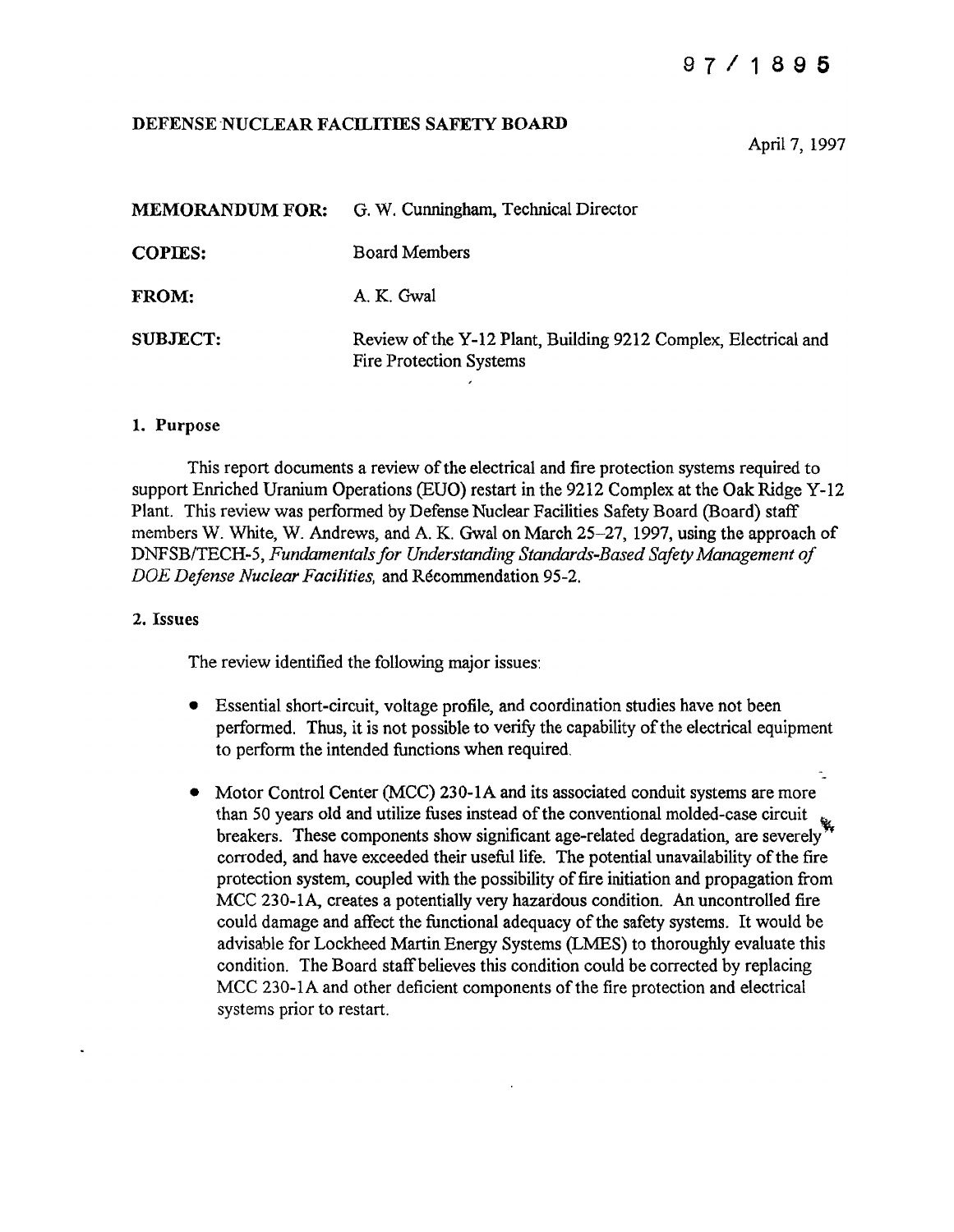97 / 1895

DEFENSE NUCLEAR FACILITIES SAFETY BOARD

April 7, 1997

**MEMORANDUM FOR:** G. W. Cunningham, Technical Director

**COPIES:** Board Members

**FROM:** A. K. Gwal

**SUBJECT:** Review of the Y-12 Plant, Building 9212 Complex, Electrical and Fire Protection Systems

## 1. Purpose

This report documents a review of the electrical and fire protection systems required to support Enriched Uranium Operations (EUO) restart in the 9212 Complex at the Oak Ridge Y-12 Plant. This review was performed by Defense Nuclear Facilities Safety Board (Board) staff members W. White, W. Andrews, and A. K. Gwal on March 25–27, 1997, using the approach of DNFSB/TECH-5, *Fundamentals for Understanding Standards-Based Safety Management of DOE Defense Nuclear Facilities,* and Récommendation 95-2.

## 2. Issues

The review identified the following major issues:

- Essential short-circuit, voltage profile, and coordination studies have not been performed. Thus, it is not possible to verify the capability of the electrical equipment to perform the intended functions when required.
- Motor Control Center (MCC) 230-1A and its associated conduit systems are more than 50 years old and utilize fuses instead of the conventional molded-case circuit breakers. These components show significant age-related degradation, are severely corroded, and have exceeded their useful life. The potential unavailability of the fire protection system, coupled with the possibility of fire initiation and propagation from MCC 230-1A, creates a potentially very hazardous condition. An uncontrolled fire could damage and affect the functional adequacy of the safety systems. It would be advisable for Lockheed Martin Energy Systems (LMES) to thoroughly evaluate this condition. The Board staff believes this condition could be corrected by replacing MCC 230-1A and other deficient components of the fire protection and electrical systems prior to restart.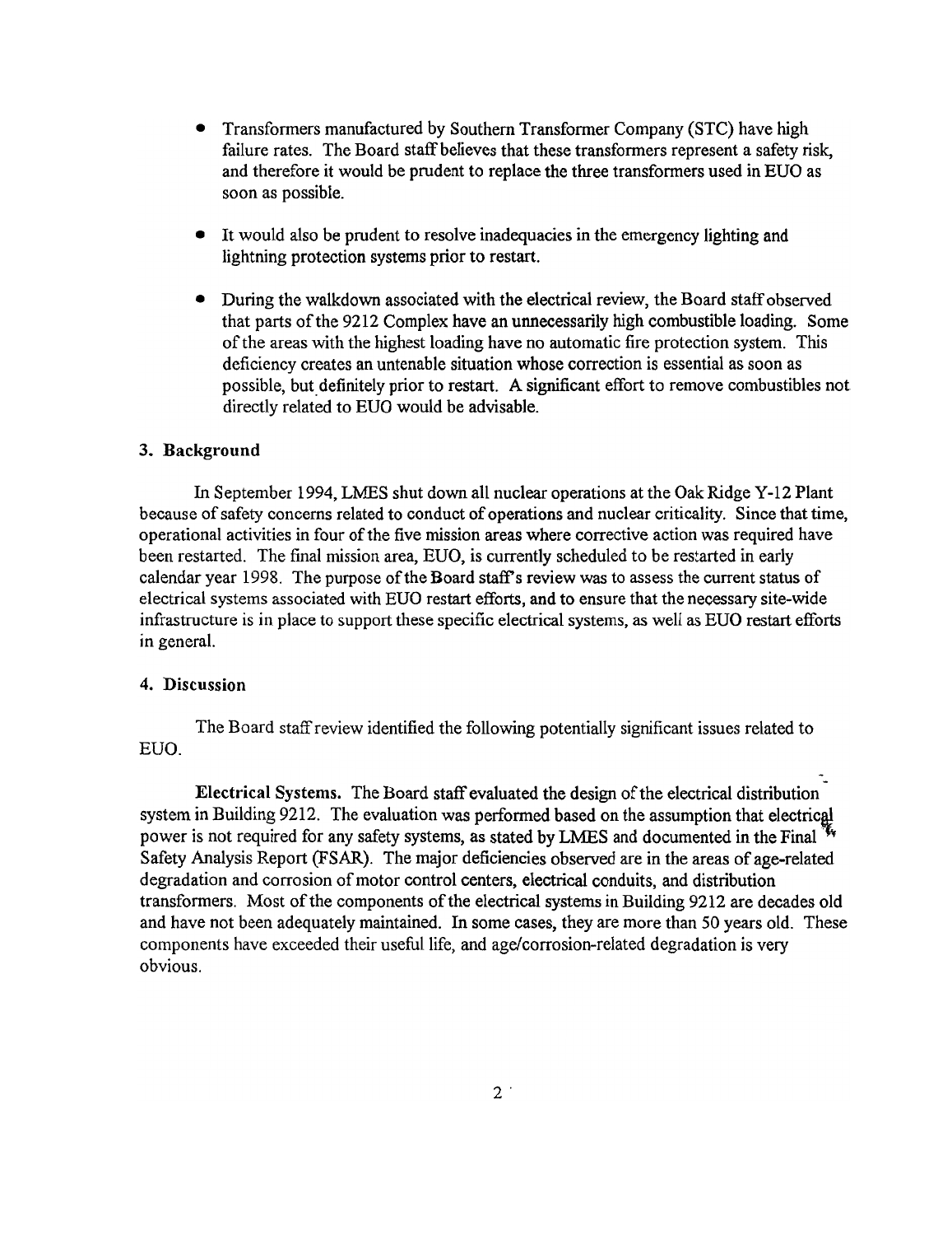- Transformers manufactured by Southern Transformer Company (STC) have high failure rates. The Board staff believes that these transformers represent a safety risk, and therefore it would be prudent to replace the three transformers used in EUO as soon as possible.

- It would also be prudent to resolve inadequacies in the emergency lighting and lightning protection systems prior to restart.

- During the walkdown associated with the electrical review, the Board staff observed that parts of the 9212 Complex have an unnecessarily high combustible loading. Some of the areas with the highest loading have no automatic fire protection system. This deficiency creates an untenable situation whose correction is essential as soon as possible, but definitely prior to restart. A significant effort to remove combustibles not directly related to EUO would be advisable.

### 3. Background

In September 1994, LMES shut down all nuclear operations at the Oak Ridge Y-12 Plant because of safety concerns related to conduct of operations and nuclear criticality. Since that time, operational activities in four of the five mission areas where corrective action was required have been restarted. The final mission area, EUO, is currently scheduled to be restarted in early calendar year 1998. The purpose of the Board staff's review was to assess the current status of electrical systems associated with EUO restart efforts, and to ensure that the necessary site-wide infrastructure is in place to support these specific electrical systems, as well as EUO restart efforts in general.

### 4. Discussion

The Board staff review identified the following potentially significant issues related to EUO.

**Electrical Systems.** The Board staff evaluated the design of the electrical distribution system in Building 9212. The evaluation was performed based on the assumption that electrical power is not required for any safety systems, as stated by LMES and documented in the Final Safety Analysis Report (FSAR). The major deficiencies observed are in the areas of age-related degradation and corrosion of motor control centers, electrical conduits, and distribution transformers. Most of the components of the electrical systems in Building 9212 are decades old and have not been adequately maintained. In some cases, they are more than 50 years old. These components have exceeded their useful life, and age/corrosion-related degradation is very obvious.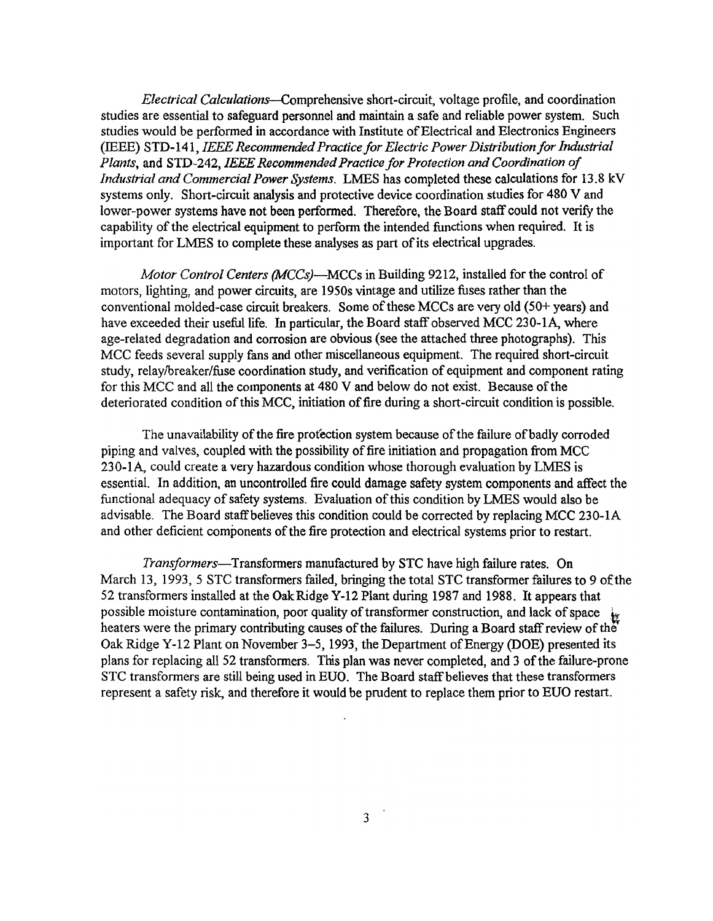*Electrical Calculations*—Comprehensive short-circuit, voltage profile, and coordination studies are essential to safeguard personnel and maintain a safe and reliable power system. Such studies would be performed in accordance with Institute of Electrical and Electronics Engineers (IEEE) STD-141, *IEEE Recommended Practice for Electric Power Distribution for Industrial Plants*, and STD-242, *IEEE Recommended Practice for Protection and Coordination of Industrial and Commercial Power Systems*. LMES has completed these calculations for 13.8 kV systems only. Short-circuit analysis and protective device coordination studies for 480 V and lower-power systems have not been performed. Therefore, the Board staff could not verify the capability of the electrical equipment to perform the intended functions when required. It is important for LMES to complete these analyses as part of its electrical upgrades.

*Motor Control Centers (MCCs)*—MCCs in Building 9212, installed for the control of motors, lighting, and power circuits, are 1950s vintage and utilize fuses rather than the conventional molded-case circuit breakers. Some of these MCCs are very old (50+ years) and have exceeded their useful life. In particular, the Board staff observed MCC 230-1A, where age-related degradation and corrosion are obvious (see the attached three photographs). This MCC feeds several supply fans and other miscellaneous equipment. The required short-circuit study, relay/breaker/fuse coordination study, and verification of equipment and component rating for this MCC and all the components at 480 V and below do not exist. Because of the deteriorated condition of this MCC, initiation of fire during a short-circuit condition is possible.

The unavailability of the fire protection system because of the failure of badly corroded piping and valves, coupled with the possibility of fire initiation and propagation from MCC 230-1A, could create a very hazardous condition whose thorough evaluation by LMES is essential. In addition, an uncontrolled fire could damage safety system components and affect the functional adequacy of safety systems. Evaluation of this condition by LMES would also be advisable. The Board staff believes this condition could be corrected by replacing MCC 230-1A and other deficient components of the fire protection and electrical systems prior to restart.

*Transformers*—Transformers manufactured by STC have high failure rates. On March 13, 1993, 5 STC transformers failed, bringing the total STC transformer failures to 9 of the 52 transformers installed at the Oak Ridge Y-12 Plant during 1987 and 1988. It appears that possible moisture contamination, poor quality of transformer construction, and lack of space heaters were the primary contributing causes of the failures. During a Board staff review of the Oak Ridge Y-12 Plant on November 3–5, 1993, the Department of Energy (DOE) presented its plans for replacing all 52 transformers. This plan was never completed, and 3 of the failure-prone STC transformers are still being used in EUO. The Board staff believes that these transformers represent a safety risk, and therefore it would be prudent to replace them prior to EUO restart.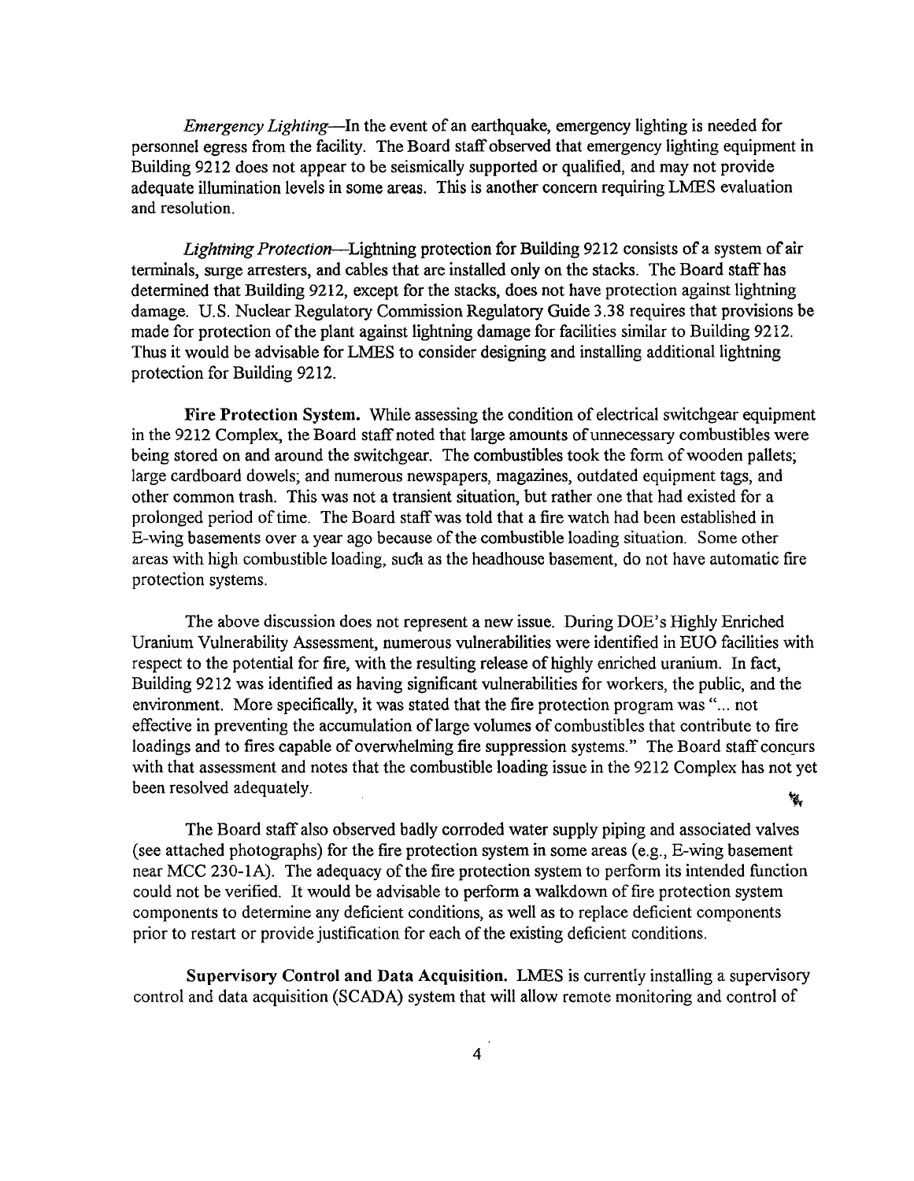*Emergency Lighting*—In the event of an earthquake, emergency lighting is needed for personnel egress from the facility. The Board staff observed that emergency lighting equipment in Building 9212 does not appear to be seismically supported or qualified, and may not provide adequate illumination levels in some areas. This is another concern requiring LMES evaluation and resolution.

*Lightning Protection*—Lightning protection for Building 9212 consists of a system of air terminals, surge arresters, and cables that are installed only on the stacks. The Board staff has determined that Building 9212, except for the stacks, does not have protection against lightning damage. U.S. Nuclear Regulatory Commission Regulatory Guide 3.38 requires that provisions be made for protection of the plant against lightning damage for facilities similar to Building 9212. Thus it would be advisable for LMES to consider designing and installing additional lightning protection for Building 9212.

**Fire Protection System.** While assessing the condition of electrical switchgear equipment in the 9212 Complex, the Board staff noted that large amounts of unnecessary combustibles were being stored on and around the switchgear. The combustibles took the form of wooden pallets; large cardboard dowels; and numerous newspapers, magazines, outdated equipment tags, and other common trash. This was not a transient situation, but rather one that had existed for a prolonged period of time. The Board staff was told that a fire watch had been established in E-wing basements over a year ago because of the combustible loading situation. Some other areas with high combustible loading, such as the headhouse basement, do not have automatic fire protection systems.

The above discussion does not represent a new issue. During DOE's Highly Enriched Uranium Vulnerability Assessment, numerous vulnerabilities were identified in EUO facilities with respect to the potential for fire, with the resulting release of highly enriched uranium. In fact, Building 9212 was identified as having significant vulnerabilities for workers, the public, and the environment. More specifically, it was stated that the fire protection program was "... not effective in preventing the accumulation of large volumes of combustibles that contribute to fire loadings and to fires capable of overwhelming fire suppression systems." The Board staff concurs with that assessment and notes that the combustible loading issue in the 9212 Complex has not yet been resolved adequately.

The Board staff also observed badly corroded water supply piping and associated valves (see attached photographs) for the fire protection system in some areas (e.g., E-wing basement near MCC 230-1A). The adequacy of the fire protection system to perform its intended function could not be verified. It would be advisable to perform a walkdown of fire protection system components to determine any deficient conditions, as well as to replace deficient components prior to restart or provide justification for each of the existing deficient conditions.

**Supervisory Control and Data Acquisition.** LMES is currently installing a supervisory control and data acquisition (SCADA) system that will allow remote monitoring and control of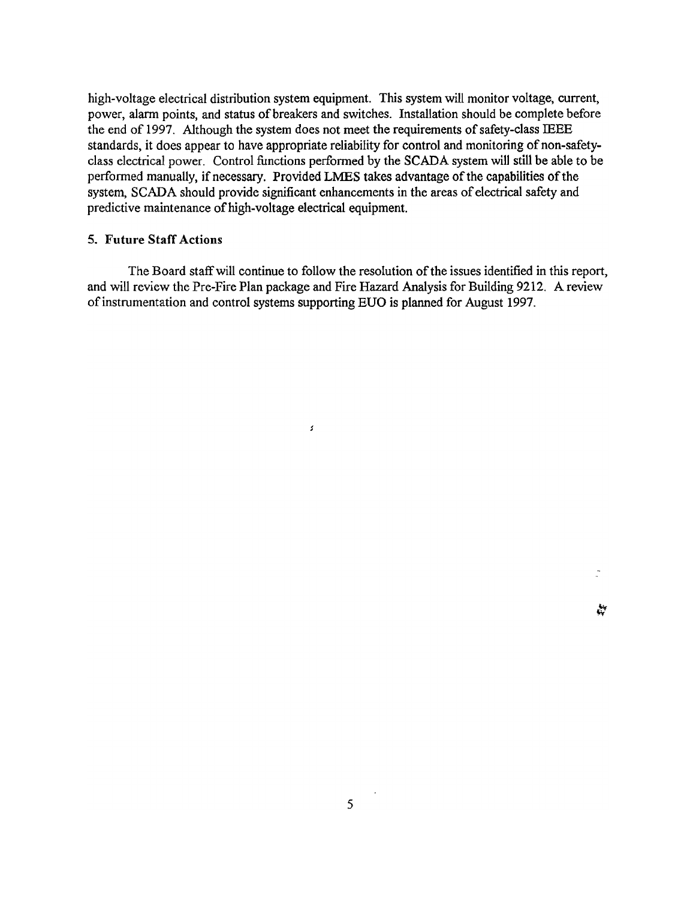high-voltage electrical distribution system equipment. This system will monitor voltage, current, power, alarm points, and status of breakers and switches. Installation should be complete before the end of 1997. Although the system does not meet the requirements of safety-class IEEE standards, it does appear to have appropriate reliability for control and monitoring of non-safety-class electrical power. Control functions performed by the SCADA system will still be able to be performed manually, if necessary. Provided LMES takes advantage of the capabilities of the system, SCADA should provide significant enhancements in the areas of electrical safety and predictive maintenance of high-voltage electrical equipment.

## 5. Future Staff Actions

The Board staff will continue to follow the resolution of the issues identified in this report, and will review the Pre-Fire Plan package and Fire Hazard Analysis for Building 9212. A review of instrumentation and control systems supporting EUO is planned for August 1997.